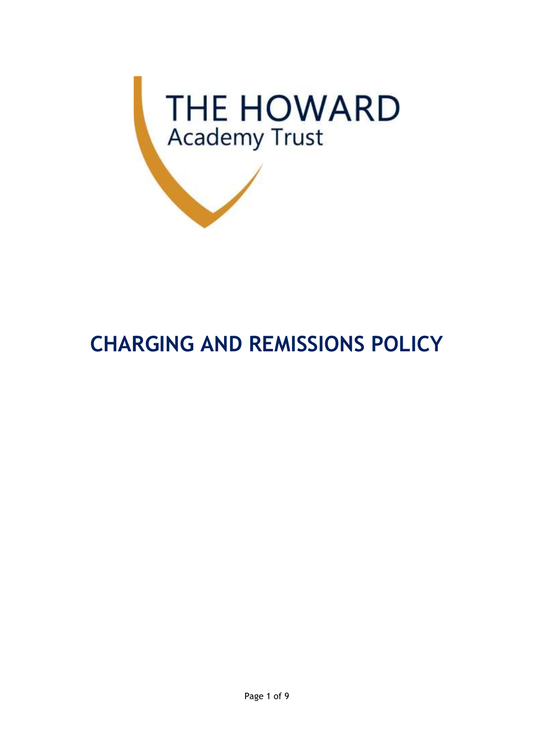THE HOWARD
Academy Trust

# CHARGING AND REMISSIONS POLICY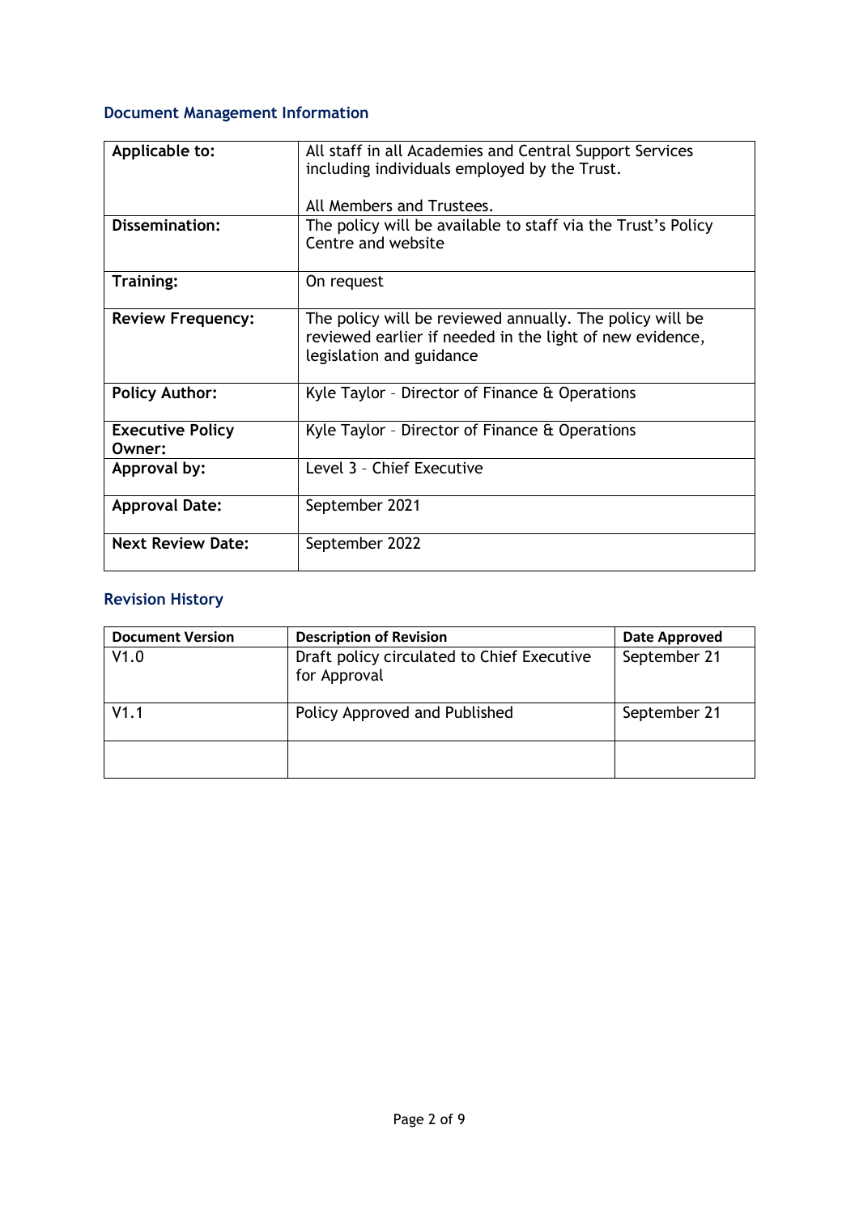## Document Management Information

| Applicable to: | All staff in all Academies and Central Support Services including individuals employed by the Trust.<br><br>All Members and Trustees. |
|---|---|
| Dissemination: | The policy will be available to staff via the Trust's Policy Centre and website |
| Training: | On request |
| Review Frequency: | The policy will be reviewed annually. The policy will be reviewed earlier if needed in the light of new evidence, legislation and guidance |
| Policy Author: | Kyle Taylor – Director of Finance & Operations |
| Executive Policy Owner: | Kyle Taylor – Director of Finance & Operations |
| Approval by: | Level 3 – Chief Executive |
| Approval Date: | September 2021 |
| Next Review Date: | September 2022 |

## Revision History

| Document Version | Description of Revision | Date Approved |
|---|---|---|
| V1.0 | Draft policy circulated to Chief Executive for Approval | September 21 |
| V1.1 | Policy Approved and Published | September 21 |
| | | |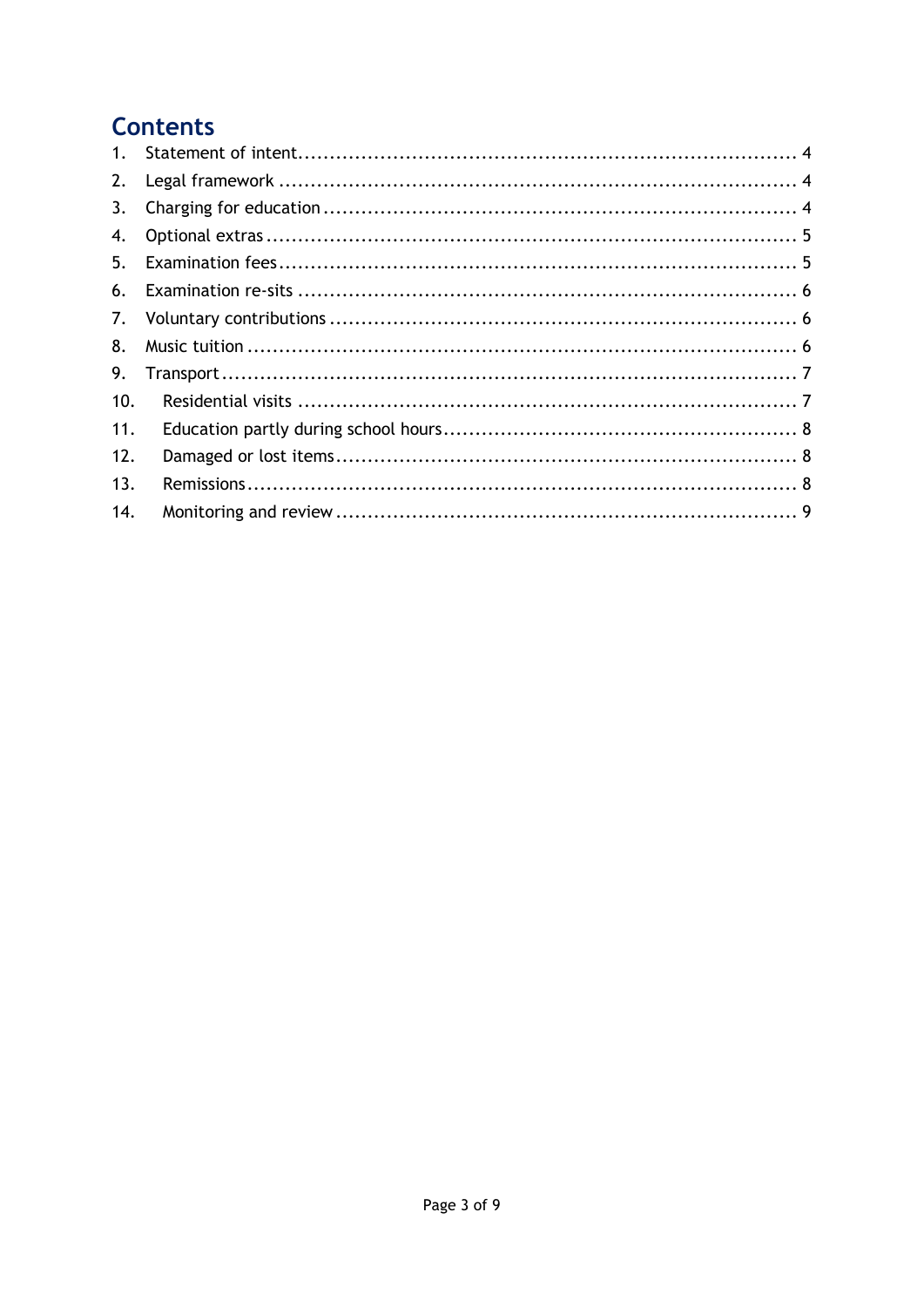## Contents

1. Statement of intent ..... 4
2. Legal framework ..... 4
3. Charging for education ..... 4
4. Optional extras ..... 5
5. Examination fees ..... 5
6. Examination re-sits ..... 6
7. Voluntary contributions ..... 6
8. Music tuition ..... 6
9. Transport ..... 7
10. Residential visits ..... 7
11. Education partly during school hours ..... 8
12. Damaged or lost items ..... 8
13. Remissions ..... 8
14. Monitoring and review ..... 9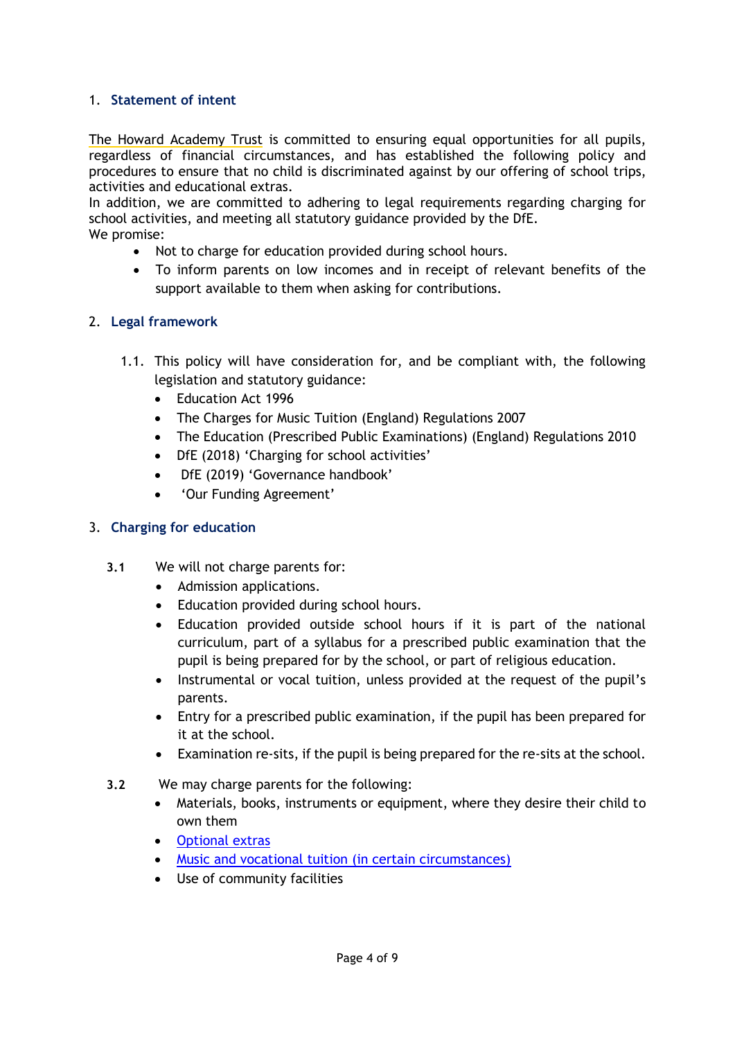## 1. Statement of intent

The Howard Academy Trust is committed to ensuring equal opportunities for all pupils, regardless of financial circumstances, and has established the following policy and procedures to ensure that no child is discriminated against by our offering of school trips, activities and educational extras.
In addition, we are committed to adhering to legal requirements regarding charging for school activities, and meeting all statutory guidance provided by the DfE.
We promise:

- Not to charge for education provided during school hours.
- To inform parents on low incomes and in receipt of relevant benefits of the support available to them when asking for contributions.

## 2. Legal framework

1.1. This policy will have consideration for, and be compliant with, the following legislation and statutory guidance:

- Education Act 1996
- The Charges for Music Tuition (England) Regulations 2007
- The Education (Prescribed Public Examinations) (England) Regulations 2010
- DfE (2018) 'Charging for school activities'
- DfE (2019) 'Governance handbook'
- 'Our Funding Agreement'

## 3. Charging for education

**3.1** We will not charge parents for:

- Admission applications.
- Education provided during school hours.
- Education provided outside school hours if it is part of the national curriculum, part of a syllabus for a prescribed public examination that the pupil is being prepared for by the school, or part of religious education.
- Instrumental or vocal tuition, unless provided at the request of the pupil's parents.
- Entry for a prescribed public examination, if the pupil has been prepared for it at the school.
- Examination re-sits, if the pupil is being prepared for the re-sits at the school.

**3.2** We may charge parents for the following:

- Materials, books, instruments or equipment, where they desire their child to own them
- Optional extras
- Music and vocational tuition (in certain circumstances)
- Use of community facilities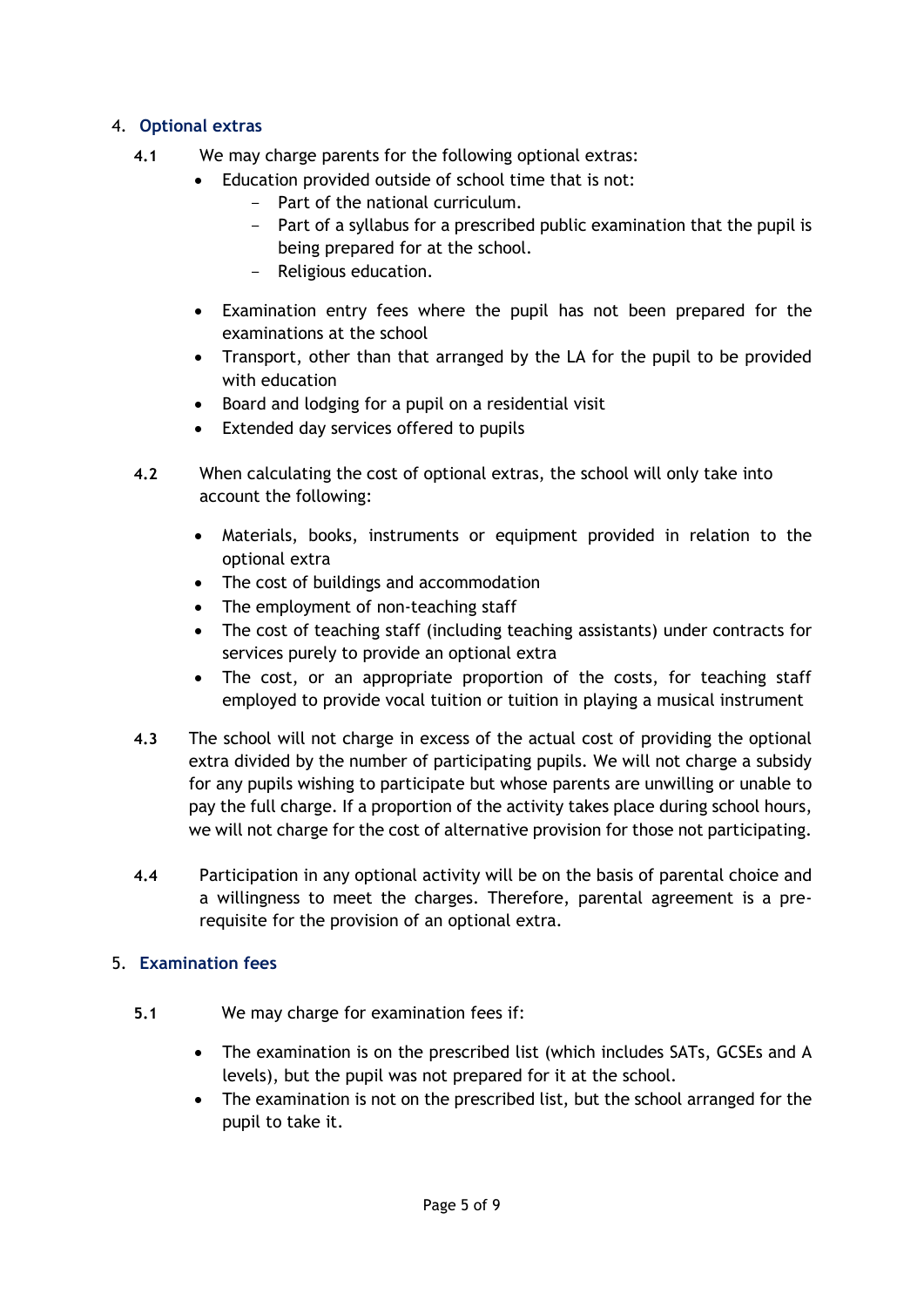## 4. Optional extras

**4.1** We may charge parents for the following optional extras:

- Education provided outside of school time that is not:
  - Part of the national curriculum.
  - Part of a syllabus for a prescribed public examination that the pupil is being prepared for at the school.
  - Religious education.
- Examination entry fees where the pupil has not been prepared for the examinations at the school
- Transport, other than that arranged by the LA for the pupil to be provided with education
- Board and lodging for a pupil on a residential visit
- Extended day services offered to pupils

**4.2** When calculating the cost of optional extras, the school will only take into account the following:

- Materials, books, instruments or equipment provided in relation to the optional extra
- The cost of buildings and accommodation
- The employment of non-teaching staff
- The cost of teaching staff (including teaching assistants) under contracts for services purely to provide an optional extra
- The cost, or an appropriate proportion of the costs, for teaching staff employed to provide vocal tuition or tuition in playing a musical instrument

**4.3** The school will not charge in excess of the actual cost of providing the optional extra divided by the number of participating pupils. We will not charge a subsidy for any pupils wishing to participate but whose parents are unwilling or unable to pay the full charge. If a proportion of the activity takes place during school hours, we will not charge for the cost of alternative provision for those not participating.

**4.4** Participation in any optional activity will be on the basis of parental choice and a willingness to meet the charges. Therefore, parental agreement is a pre-requisite for the provision of an optional extra.

## 5. Examination fees

**5.1** We may charge for examination fees if:

- The examination is on the prescribed list (which includes SATs, GCSEs and A levels), but the pupil was not prepared for it at the school.
- The examination is not on the prescribed list, but the school arranged for the pupil to take it.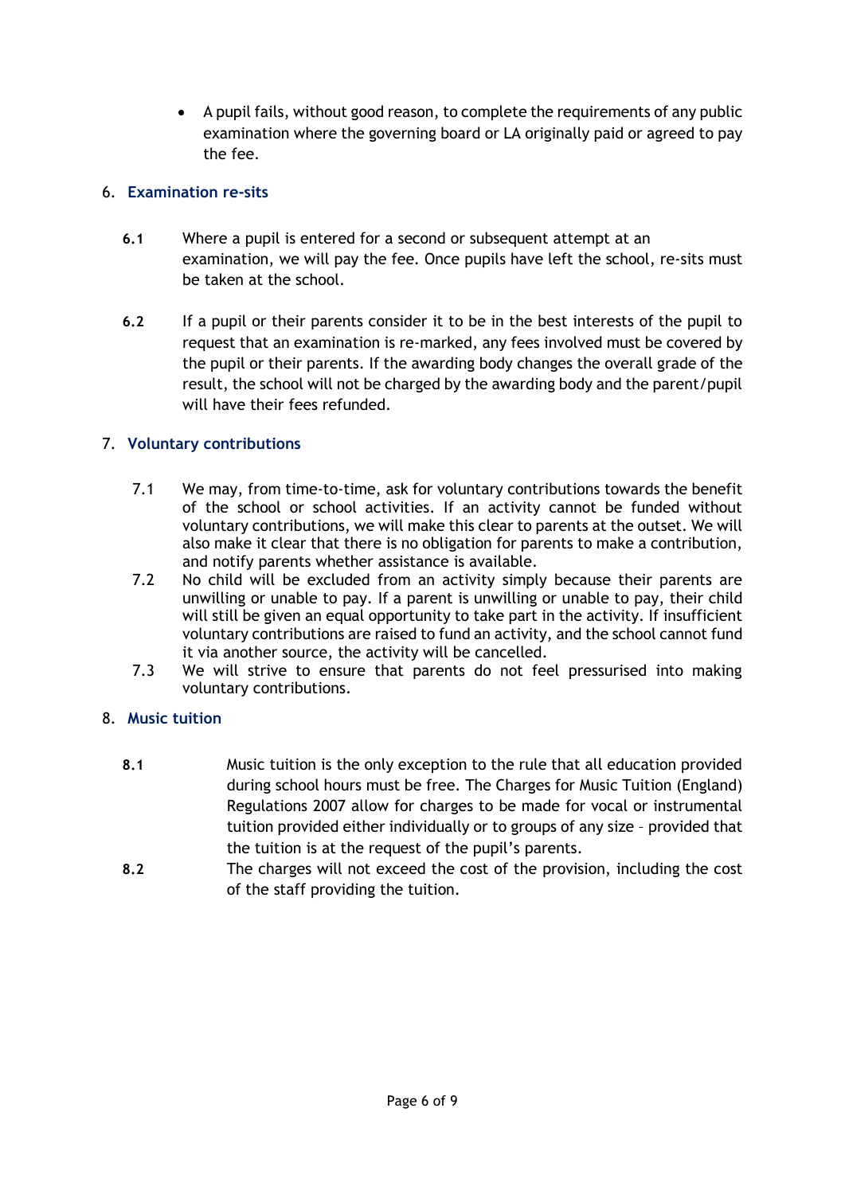- A pupil fails, without good reason, to complete the requirements of any public examination where the governing board or LA originally paid or agreed to pay the fee.

## 6. Examination re-sits

**6.1** Where a pupil is entered for a second or subsequent attempt at an examination, we will pay the fee. Once pupils have left the school, re-sits must be taken at the school.

**6.2** If a pupil or their parents consider it to be in the best interests of the pupil to request that an examination is re-marked, any fees involved must be covered by the pupil or their parents. If the awarding body changes the overall grade of the result, the school will not be charged by the awarding body and the parent/pupil will have their fees refunded.

## 7. Voluntary contributions

7.1 We may, from time-to-time, ask for voluntary contributions towards the benefit of the school or school activities. If an activity cannot be funded without voluntary contributions, we will make this clear to parents at the outset. We will also make it clear that there is no obligation for parents to make a contribution, and notify parents whether assistance is available.

7.2 No child will be excluded from an activity simply because their parents are unwilling or unable to pay. If a parent is unwilling or unable to pay, their child will still be given an equal opportunity to take part in the activity. If insufficient voluntary contributions are raised to fund an activity, and the school cannot fund it via another source, the activity will be cancelled.

7.3 We will strive to ensure that parents do not feel pressurised into making voluntary contributions.

## 8. Music tuition

**8.1** Music tuition is the only exception to the rule that all education provided during school hours must be free. The Charges for Music Tuition (England) Regulations 2007 allow for charges to be made for vocal or instrumental tuition provided either individually or to groups of any size – provided that the tuition is at the request of the pupil's parents.

**8.2** The charges will not exceed the cost of the provision, including the cost of the staff providing the tuition.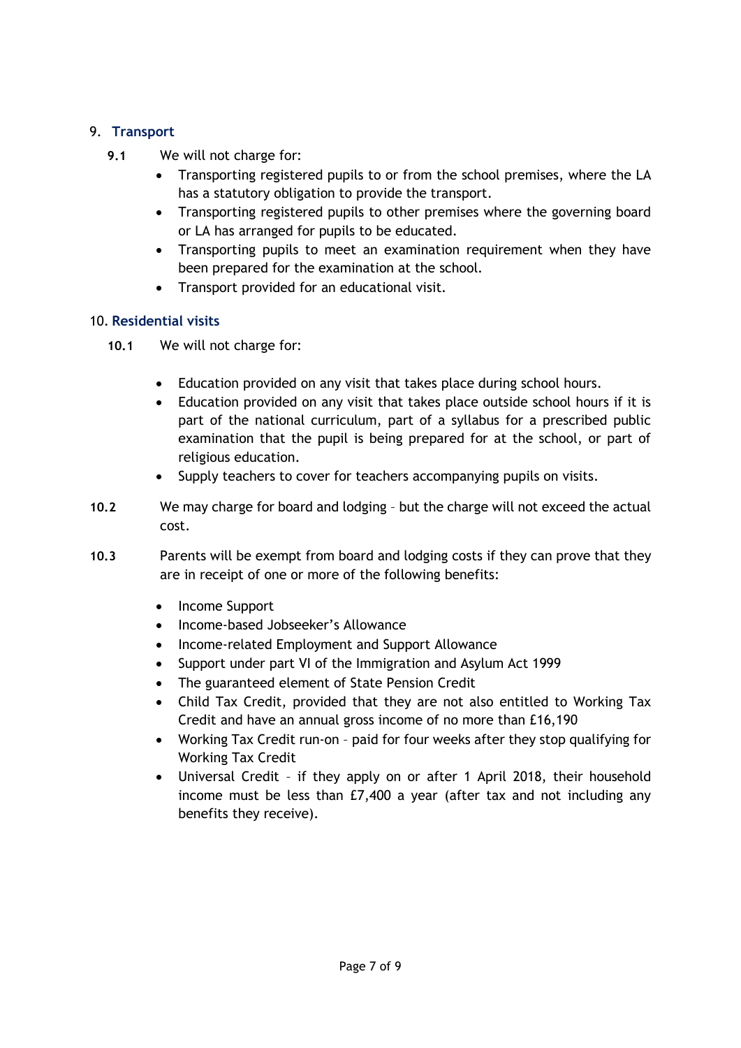## 9. Transport

**9.1** We will not charge for:

- Transporting registered pupils to or from the school premises, where the LA has a statutory obligation to provide the transport.
- Transporting registered pupils to other premises where the governing board or LA has arranged for pupils to be educated.
- Transporting pupils to meet an examination requirement when they have been prepared for the examination at the school.
- Transport provided for an educational visit.

## 10. Residential visits

**10.1** We will not charge for:

- Education provided on any visit that takes place during school hours.
- Education provided on any visit that takes place outside school hours if it is part of the national curriculum, part of a syllabus for a prescribed public examination that the pupil is being prepared for at the school, or part of religious education.
- Supply teachers to cover for teachers accompanying pupils on visits.

**10.2** We may charge for board and lodging – but the charge will not exceed the actual cost.

**10.3** Parents will be exempt from board and lodging costs if they can prove that they are in receipt of one or more of the following benefits:

- Income Support
- Income-based Jobseeker's Allowance
- Income-related Employment and Support Allowance
- Support under part VI of the Immigration and Asylum Act 1999
- The guaranteed element of State Pension Credit
- Child Tax Credit, provided that they are not also entitled to Working Tax Credit and have an annual gross income of no more than £16,190
- Working Tax Credit run-on – paid for four weeks after they stop qualifying for Working Tax Credit
- Universal Credit – if they apply on or after 1 April 2018, their household income must be less than £7,400 a year (after tax and not including any benefits they receive).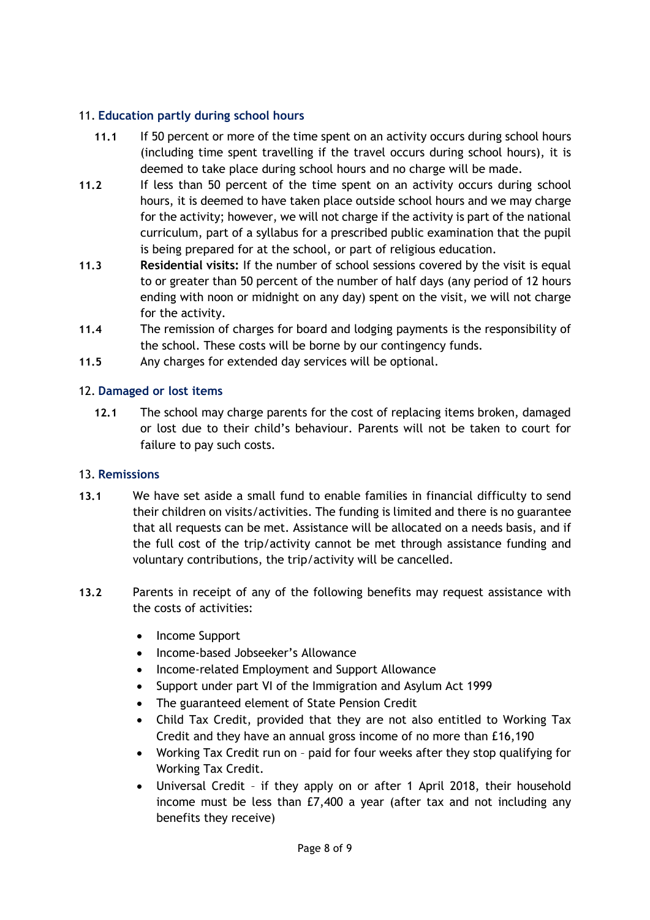## 11. Education partly during school hours

**11.1** If 50 percent or more of the time spent on an activity occurs during school hours (including time spent travelling if the travel occurs during school hours), it is deemed to take place during school hours and no charge will be made.

**11.2** If less than 50 percent of the time spent on an activity occurs during school hours, it is deemed to have taken place outside school hours and we may charge for the activity; however, we will not charge if the activity is part of the national curriculum, part of a syllabus for a prescribed public examination that the pupil is being prepared for at the school, or part of religious education.

**11.3** **Residential visits:** If the number of school sessions covered by the visit is equal to or greater than 50 percent of the number of half days (any period of 12 hours ending with noon or midnight on any day) spent on the visit, we will not charge for the activity.

**11.4** The remission of charges for board and lodging payments is the responsibility of the school. These costs will be borne by our contingency funds.

**11.5** Any charges for extended day services will be optional.

## 12. Damaged or lost items

**12.1** The school may charge parents for the cost of replacing items broken, damaged or lost due to their child's behaviour. Parents will not be taken to court for failure to pay such costs.

## 13. Remissions

**13.1** We have set aside a small fund to enable families in financial difficulty to send their children on visits/activities. The funding is limited and there is no guarantee that all requests can be met. Assistance will be allocated on a needs basis, and if the full cost of the trip/activity cannot be met through assistance funding and voluntary contributions, the trip/activity will be cancelled.

**13.2** Parents in receipt of any of the following benefits may request assistance with the costs of activities:

- Income Support
- Income-based Jobseeker's Allowance
- Income-related Employment and Support Allowance
- Support under part VI of the Immigration and Asylum Act 1999
- The guaranteed element of State Pension Credit
- Child Tax Credit, provided that they are not also entitled to Working Tax Credit and they have an annual gross income of no more than £16,190
- Working Tax Credit run on – paid for four weeks after they stop qualifying for Working Tax Credit.
- Universal Credit – if they apply on or after 1 April 2018, their household income must be less than £7,400 a year (after tax and not including any benefits they receive)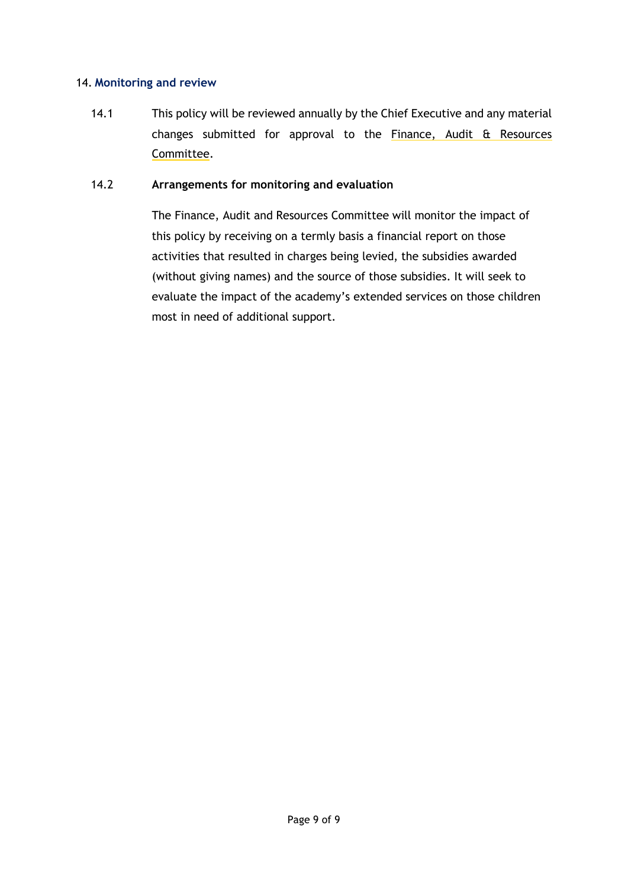## 14. Monitoring and review

14.1 This policy will be reviewed annually by the Chief Executive and any material changes submitted for approval to the Finance, Audit & Resources Committee.

14.2 **Arrangements for monitoring and evaluation**

The Finance, Audit and Resources Committee will monitor the impact of this policy by receiving on a termly basis a financial report on those activities that resulted in charges being levied, the subsidies awarded (without giving names) and the source of those subsidies. It will seek to evaluate the impact of the academy's extended services on those children most in need of additional support.